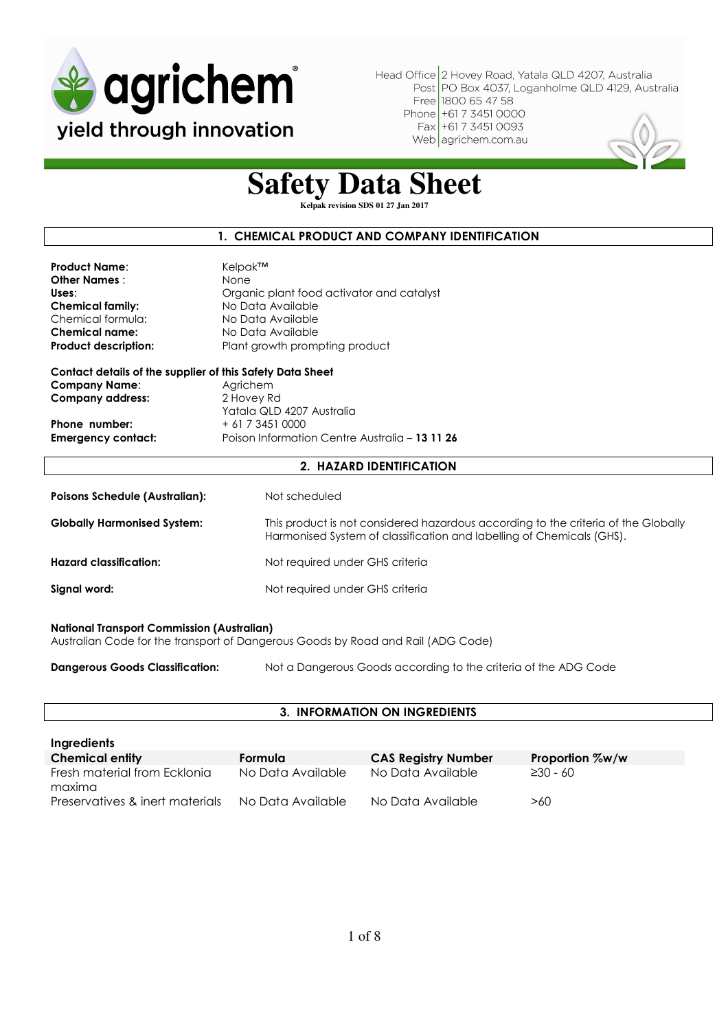agrichem®

yield through innovation

Head Office | 2 Hovey Road, Yatala QLD 4207, Australia
Post | PO Box 4037, Loganholme QLD 4129, Australia
Free | 1800 65 47 58
Phone | +61 7 3451 0000
Fax | +61 7 3451 0093
Web | agrichem.com.au

# Safety Data Sheet

**Kelpak revision SDS 01 27 Jan 2017**

## 1. CHEMICAL PRODUCT AND COMPANY IDENTIFICATION

**Product Name**: Kelpak™
**Other Names** : None
**Uses**: Organic plant food activator and catalyst
**Chemical family:** No Data Available
Chemical formula: No Data Available
**Chemical name:** No Data Available
**Product description:** Plant growth prompting product

**Contact details of the supplier of this Safety Data Sheet**
**Company Name**: Agrichem
**Company address:** 2 Hovey Rd
Yatala QLD 4207 Australia
**Phone number:** + 61 7 3451 0000
**Emergency contact:** Poison Information Centre Australia – **13 11 26**

## 2. HAZARD IDENTIFICATION

**Poisons Schedule (Australian):** Not scheduled

**Globally Harmonised System:** This product is not considered hazardous according to the criteria of the Globally Harmonised System of classification and labelling of Chemicals (GHS).

**Hazard classification:** Not required under GHS criteria

**Signal word:** Not required under GHS criteria

**National Transport Commission (Australian)**
Australian Code for the transport of Dangerous Goods by Road and Rail (ADG Code)

**Dangerous Goods Classification:** Not a Dangerous Goods according to the criteria of the ADG Code

## 3. INFORMATION ON INGREDIENTS

**Ingredients**

| Chemical entity | Formula | CAS Registry Number | Proportion %w/w |
|---|---|---|---|
| Fresh material from Ecklonia maxima | No Data Available | No Data Available | ≥30 - 60 |
| Preservatives & inert materials | No Data Available | No Data Available | >60 |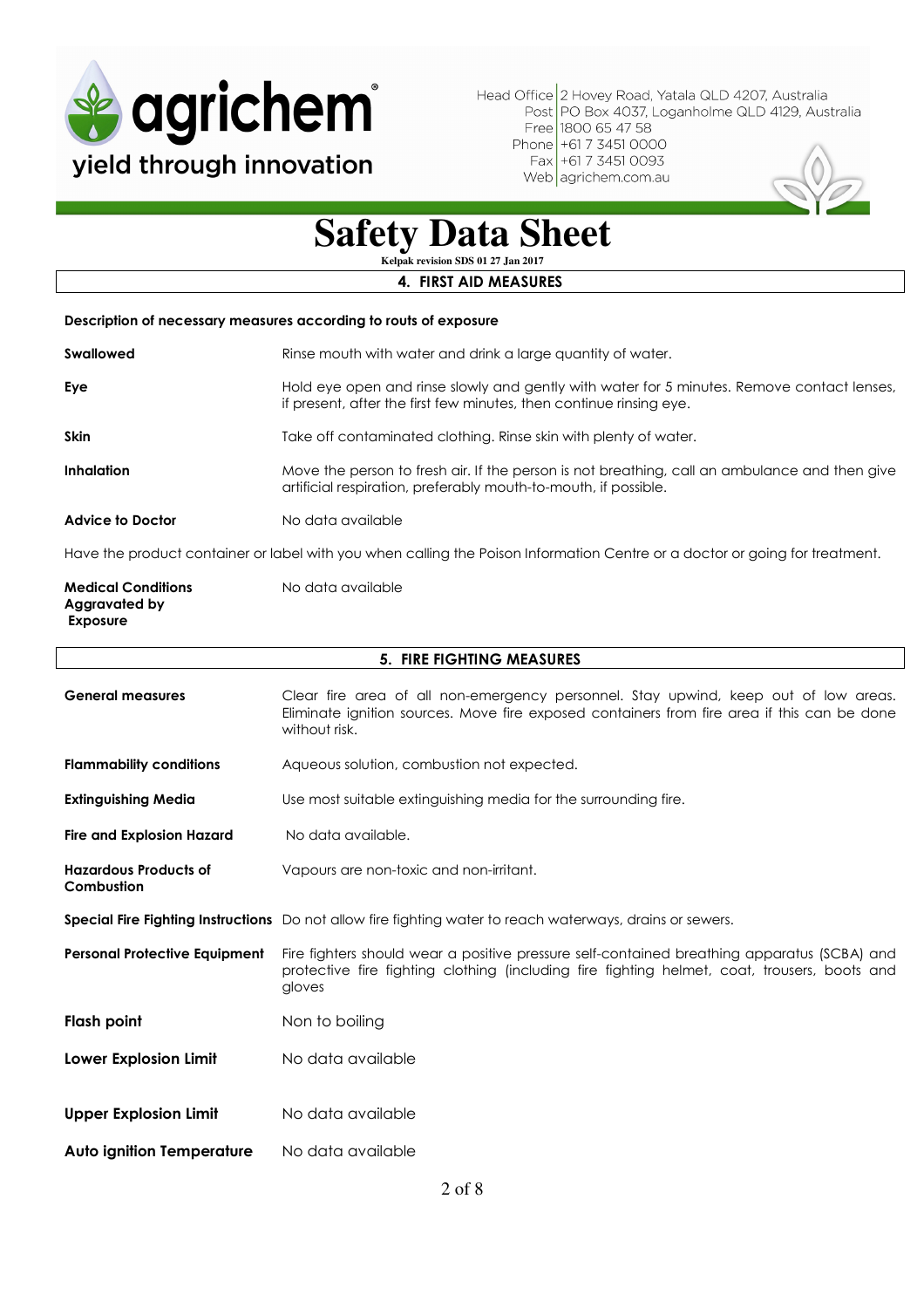# Safety Data Sheet

**Kelpak revision SDS 01 27 Jan 2017**

## 4. FIRST AID MEASURES

**Description of necessary measures according to routs of exposure**

| | |
|---|---|
| **Swallowed** | Rinse mouth with water and drink a large quantity of water. |
| **Eye** | Hold eye open and rinse slowly and gently with water for 5 minutes. Remove contact lenses, if present, after the first few minutes, then continue rinsing eye. |
| **Skin** | Take off contaminated clothing. Rinse skin with plenty of water. |
| **Inhalation** | Move the person to fresh air. If the person is not breathing, call an ambulance and then give artificial respiration, preferably mouth-to-mouth, if possible. |
| **Advice to Doctor** | No data available |

Have the product container or label with you when calling the Poison Information Centre or a doctor or going for treatment.

| | |
|---|---|
| **Medical Conditions Aggravated by Exposure** | No data available |

## 5. FIRE FIGHTING MEASURES

| | |
|---|---|
| **General measures** | Clear fire area of all non-emergency personnel. Stay upwind, keep out of low areas. Eliminate ignition sources. Move fire exposed containers from fire area if this can be done without risk. |
| **Flammability conditions** | Aqueous solution, combustion not expected. |
| **Extinguishing Media** | Use most suitable extinguishing media for the surrounding fire. |
| **Fire and Explosion Hazard** | No data available. |
| **Hazardous Products of Combustion** | Vapours are non-toxic and non-irritant. |
| **Special Fire Fighting Instructions** | Do not allow fire fighting water to reach waterways, drains or sewers. |
| **Personal Protective Equipment** | Fire fighters should wear a positive pressure self-contained breathing apparatus (SCBA) and protective fire fighting clothing (including fire fighting helmet, coat, trousers, boots and gloves |
| **Flash point** | Non to boiling |
| **Lower Explosion Limit** | No data available |
| **Upper Explosion Limit** | No data available |
| **Auto ignition Temperature** | No data available |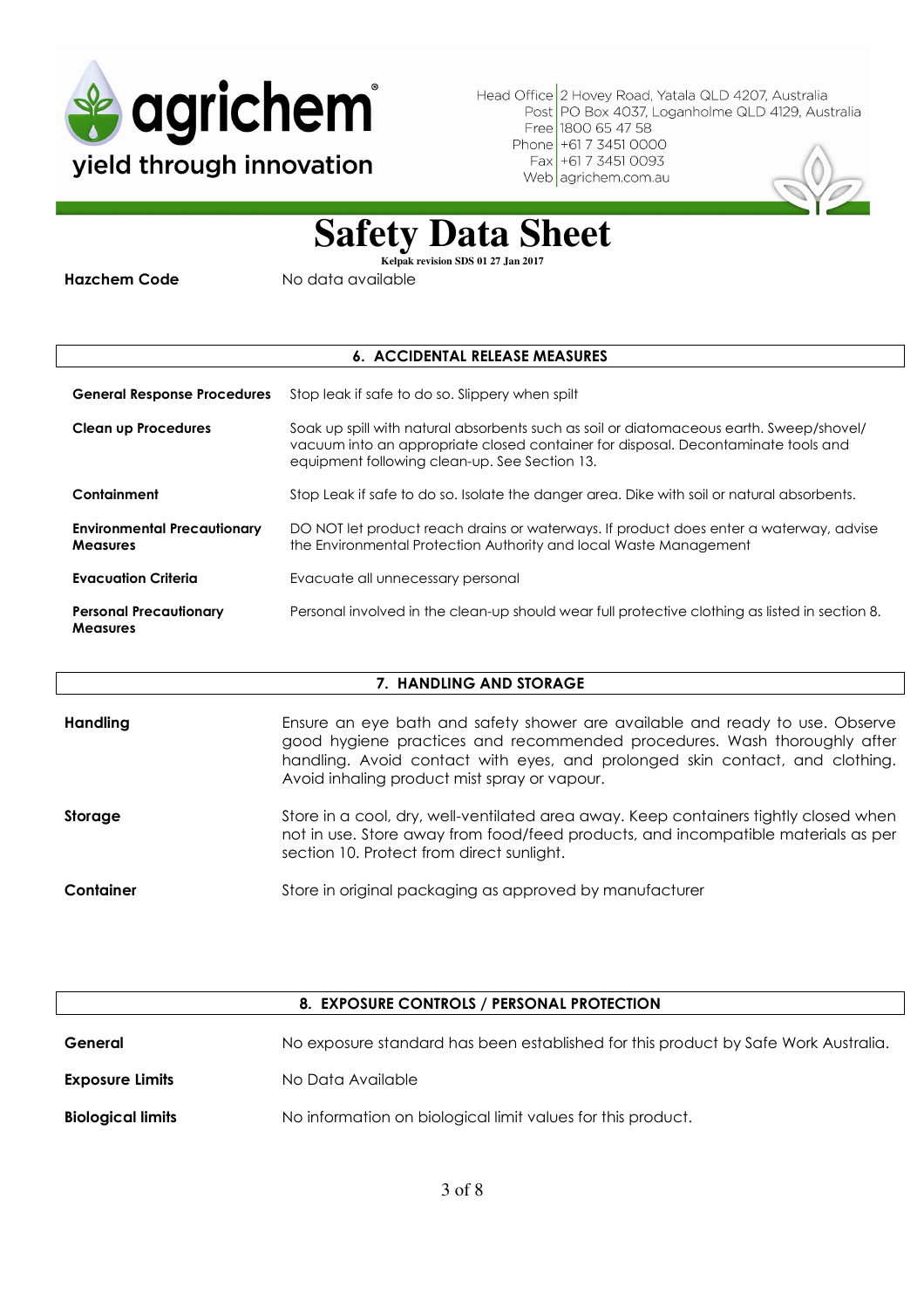**Hazchem Code** No data available

## 6. ACCIDENTAL RELEASE MEASURES

| | |
|---|---|
| **General Response Procedures** | Stop leak if safe to do so. Slippery when spilt |
| **Clean up Procedures** | Soak up spill with natural absorbents such as soil or diatomaceous earth. Sweep/shovel/ vacuum into an appropriate closed container for disposal. Decontaminate tools and equipment following clean-up. See Section 13. |
| **Containment** | Stop Leak if safe to do so. Isolate the danger area. Dike with soil or natural absorbents. |
| **Environmental Precautionary Measures** | DO NOT let product reach drains or waterways. If product does enter a waterway, advise the Environmental Protection Authority and local Waste Management |
| **Evacuation Criteria** | Evacuate all unnecessary personal |
| **Personal Precautionary Measures** | Personal involved in the clean-up should wear full protective clothing as listed in section 8. |

## 7. HANDLING AND STORAGE

| | |
|---|---|
| **Handling** | Ensure an eye bath and safety shower are available and ready to use. Observe good hygiene practices and recommended procedures. Wash thoroughly after handling. Avoid contact with eyes, and prolonged skin contact, and clothing. Avoid inhaling product mist spray or vapour. |
| **Storage** | Store in a cool, dry, well-ventilated area away. Keep containers tightly closed when not in use. Store away from food/feed products, and incompatible materials as per section 10. Protect from direct sunlight. |
| **Container** | Store in original packaging as approved by manufacturer |

## 8. EXPOSURE CONTROLS / PERSONAL PROTECTION

| | |
|---|---|
| **General** | No exposure standard has been established for this product by Safe Work Australia. |
| **Exposure Limits** | No Data Available |
| **Biological limits** | No information on biological limit values for this product. |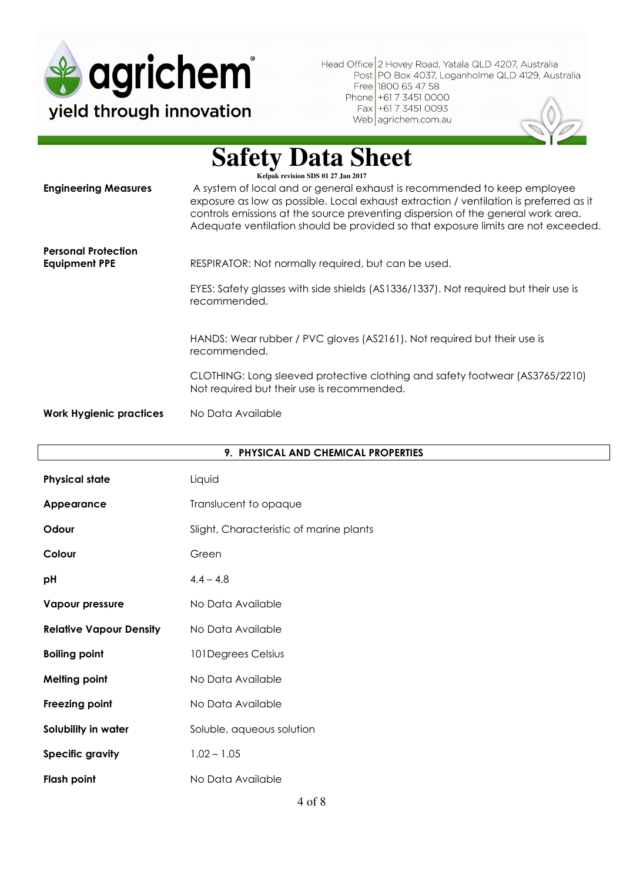**Engineering Measures**

A system of local and or general exhaust is recommended to keep employee exposure as low as possible. Local exhaust extraction / ventilation is preferred as it controls emissions at the source preventing dispersion of the general work area. Adequate ventilation should be provided so that exposure limits are not exceeded.

**Personal Protection Equipment PPE**

RESPIRATOR: Not normally required, but can be used.

EYES: Safety glasses with side shields (AS1336/1337). Not required but their use is recommended.

HANDS: Wear rubber / PVC gloves (AS2161). Not required but their use is recommended.

CLOTHING: Long sleeved protective clothing and safety footwear (AS3765/2210) Not required but their use is recommended.

**Work Hygienic practices**

No Data Available

## 9. PHYSICAL AND CHEMICAL PROPERTIES

| | |
|---|---|
| **Physical state** | Liquid |
| **Appearance** | Translucent to opaque |
| **Odour** | Slight, Characteristic of marine plants |
| **Colour** | Green |
| **pH** | 4.4 – 4.8 |
| **Vapour pressure** | No Data Available |
| **Relative Vapour Density** | No Data Available |
| **Boiling point** | 101Degrees Celsius |
| **Melting point** | No Data Available |
| **Freezing point** | No Data Available |
| **Solubility in water** | Soluble, aqueous solution |
| **Specific gravity** | 1.02 – 1.05 |
| **Flash point** | No Data Available |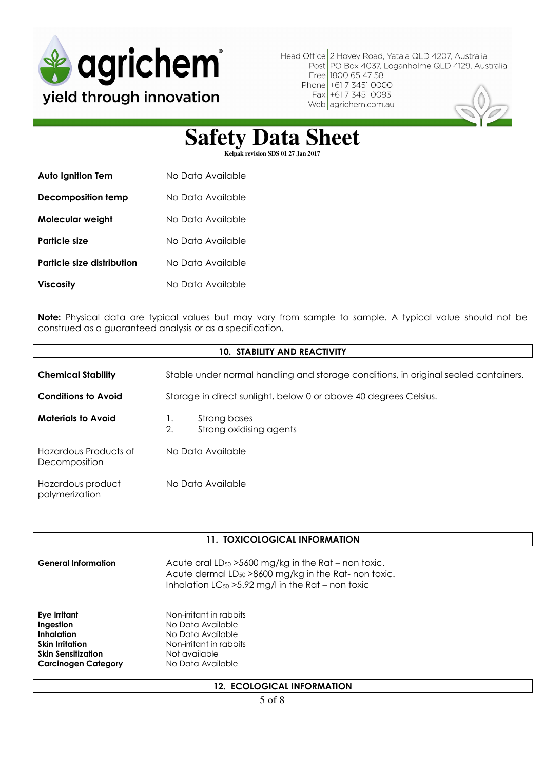| | |
|---|---|
| **Auto Ignition Tem** | No Data Available |
| **Decomposition temp** | No Data Available |
| **Molecular weight** | No Data Available |
| **Particle size** | No Data Available |
| **Particle size distribution** | No Data Available |
| **Viscosity** | No Data Available |

**Note:** Physical data are typical values but may vary from sample to sample. A typical value should not be construed as a guaranteed analysis or as a specification.

## 10. STABILITY AND REACTIVITY

| | |
|---|---|
| **Chemical Stability** | Stable under normal handling and storage conditions, in original sealed containers. |
| **Conditions to Avoid** | Storage in direct sunlight, below 0 or above 40 degrees Celsius. |
| **Materials to Avoid** | 1. Strong bases<br>2. Strong oxidising agents |
| Hazardous Products of Decomposition | No Data Available |
| Hazardous product polymerization | No Data Available |

## 11. TOXICOLOGICAL INFORMATION

**General Information**

Acute oral $LD_{50}$ >5600 mg/kg in the Rat – non toxic.
Acute dermal $LD_{50}$ >8600 mg/kg in the Rat- non toxic.
Inhalation $LC_{50}$ >5.92 mg/l in the Rat – non toxic

| | |
|---|---|
| **Eye Irritant** | Non-irritant in rabbits |
| **Ingestion** | No Data Available |
| **Inhalation** | No Data Available |
| **Skin Irritation** | Non-irritant in rabbits |
| **Skin Sensitization** | Not available |
| **Carcinogen Category** | No Data Available |

## 12. ECOLOGICAL INFORMATION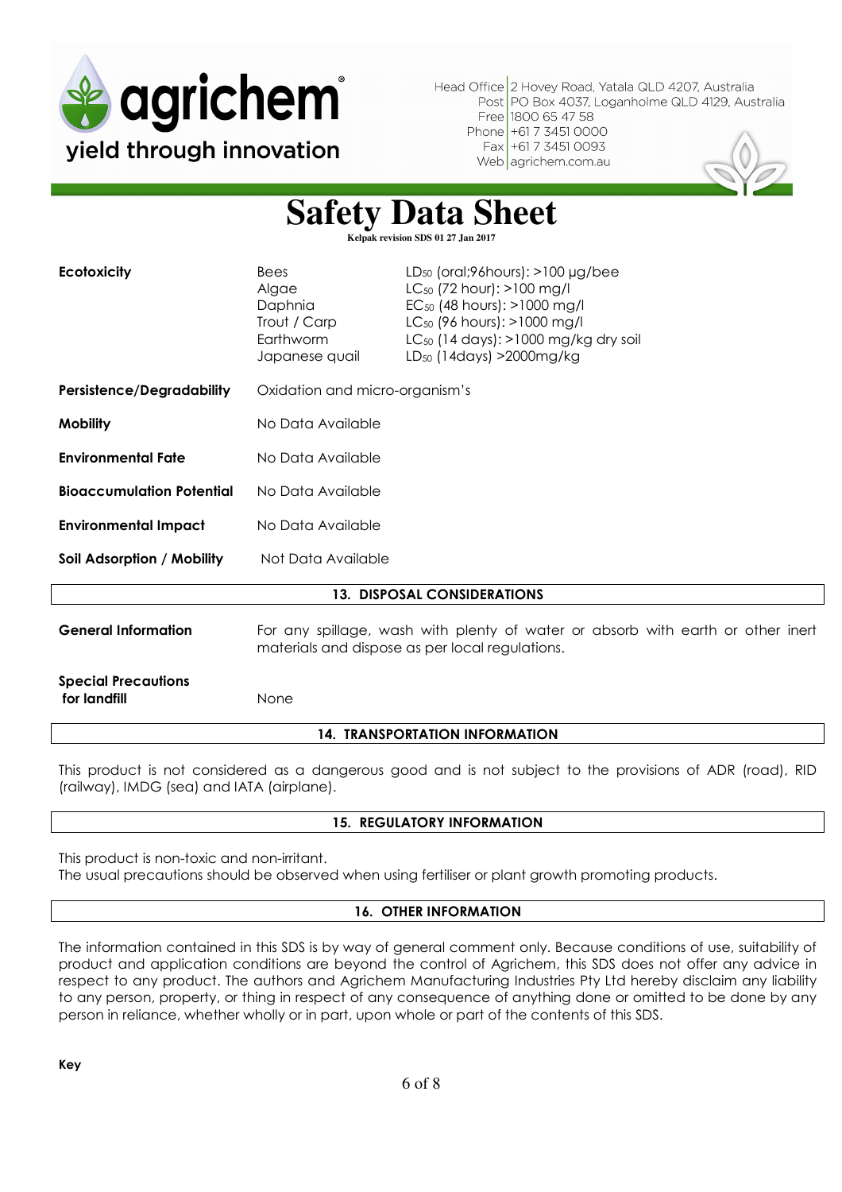| | | |
|---|---|---|
| **Ecotoxicity** | Bees | $LD_{50}$ (oral;96hours): >100 µg/bee |
| | Algae | $LC_{50}$ (72 hour): >100 mg/l |
| | Daphnia | $EC_{50}$ (48 hours): >1000 mg/l |
| | Trout / Carp | $LC_{50}$ (96 hours): >1000 mg/l |
| | Earthworm | $LC_{50}$ (14 days): >1000 mg/kg dry soil |
| | Japanese quail | $LD_{50}$ (14days) >2000mg/kg |

**Persistence/Degradability** Oxidation and micro-organism's

**Mobility** No Data Available

**Environmental Fate** No Data Available

**Bioaccumulation Potential** No Data Available

**Environmental Impact** No Data Available

**Soil Adsorption / Mobility** Not Data Available

## 13. DISPOSAL CONSIDERATIONS

**General Information** For any spillage, wash with plenty of water or absorb with earth or other inert materials and dispose as per local regulations.

**Special Precautions for landfill** None

## 14. TRANSPORTATION INFORMATION

This product is not considered as a dangerous good and is not subject to the provisions of ADR (road), RID (railway), IMDG (sea) and IATA (airplane).

## 15. REGULATORY INFORMATION

This product is non-toxic and non-irritant.
The usual precautions should be observed when using fertiliser or plant growth promoting products.

## 16. OTHER INFORMATION

The information contained in this SDS is by way of general comment only. Because conditions of use, suitability of product and application conditions are beyond the control of Agrichem, this SDS does not offer any advice in respect to any product. The authors and Agrichem Manufacturing Industries Pty Ltd hereby disclaim any liability to any person, property, or thing in respect of any consequence of anything done or omitted to be done by any person in reliance, whether wholly or in part, upon whole or part of the contents of this SDS.

**Key**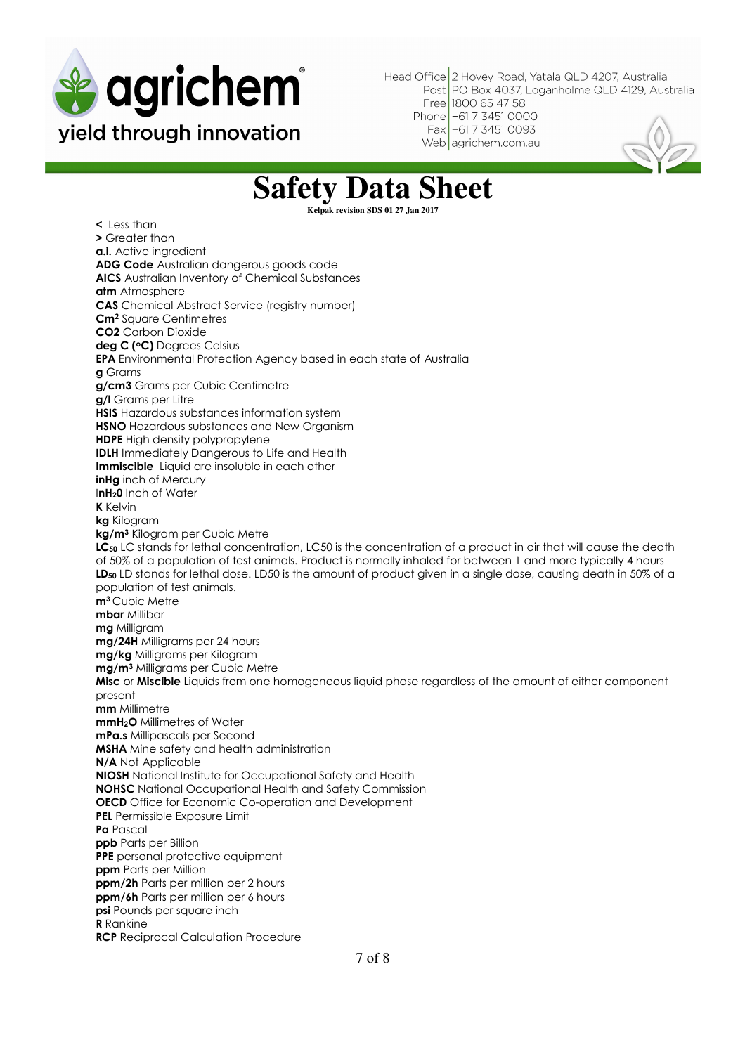Head Office 2 Hovey Road, Yatala QLD 4207, Australia
Post PO Box 4037, Loganholme QLD 4129, Australia
Free 1800 65 47 58
Phone +61 7 3451 0000
Fax +61 7 3451 0093
Web agrichem.com.au

agrichem®
yield through innovation

# Safety Data Sheet

**Kelpak revision SDS 01 27 Jan 2017**

**<** Less than
**>** Greater than
**a.i.** Active ingredient
**ADG Code** Australian dangerous goods code
**AICS** Australian Inventory of Chemical Substances
**atm** Atmosphere
**CAS** Chemical Abstract Service (registry number)
**Cm²** Square Centimetres
**CO2** Carbon Dioxide
**deg C (°C)** Degrees Celsius
**EPA** Environmental Protection Agency based in each state of Australia
**g** Grams
**g/cm3** Grams per Cubic Centimetre
**g/l** Grams per Litre
**HSIS** Hazardous substances information system
**HSNO** Hazardous substances and New Organism
**HDPE** High density polypropylene
**IDLH** Immediately Dangerous to Life and Health
**Immiscible** Liquid are insoluble in each other
**inHg** inch of Mercury
I**nH$_2$0** Inch of Water
**K** Kelvin
**kg** Kilogram
**kg/m³** Kilogram per Cubic Metre
**LC$_{50}$** LC stands for lethal concentration, LC50 is the concentration of a product in air that will cause the death of 50% of a population of test animals. Product is normally inhaled for between 1 and more typically 4 hours
**LD$_{50}$** LD stands for lethal dose. LD50 is the amount of product given in a single dose, causing death in 50% of a population of test animals.
**m³** Cubic Metre
**mbar** Millibar
**mg** Milligram
**mg/24H** Milligrams per 24 hours
**mg/kg** Milligrams per Kilogram
**mg/m³** Milligrams per Cubic Metre
**Misc** or **Miscible** Liquids from one homogeneous liquid phase regardless of the amount of either component present
**mm** Millimetre
**mmH$_2$O** Millimetres of Water
**mPa.s** Millipascals per Second
**MSHA** Mine safety and health administration
**N/A** Not Applicable
**NIOSH** National Institute for Occupational Safety and Health
**NOHSC** National Occupational Health and Safety Commission
**OECD** Office for Economic Co-operation and Development
**PEL** Permissible Exposure Limit
**Pa** Pascal
**ppb** Parts per Billion
**PPE** personal protective equipment
**ppm** Parts per Million
**ppm/2h** Parts per million per 2 hours
**ppm/6h** Parts per million per 6 hours
**psi** Pounds per square inch
**R** Rankine
**RCP** Reciprocal Calculation Procedure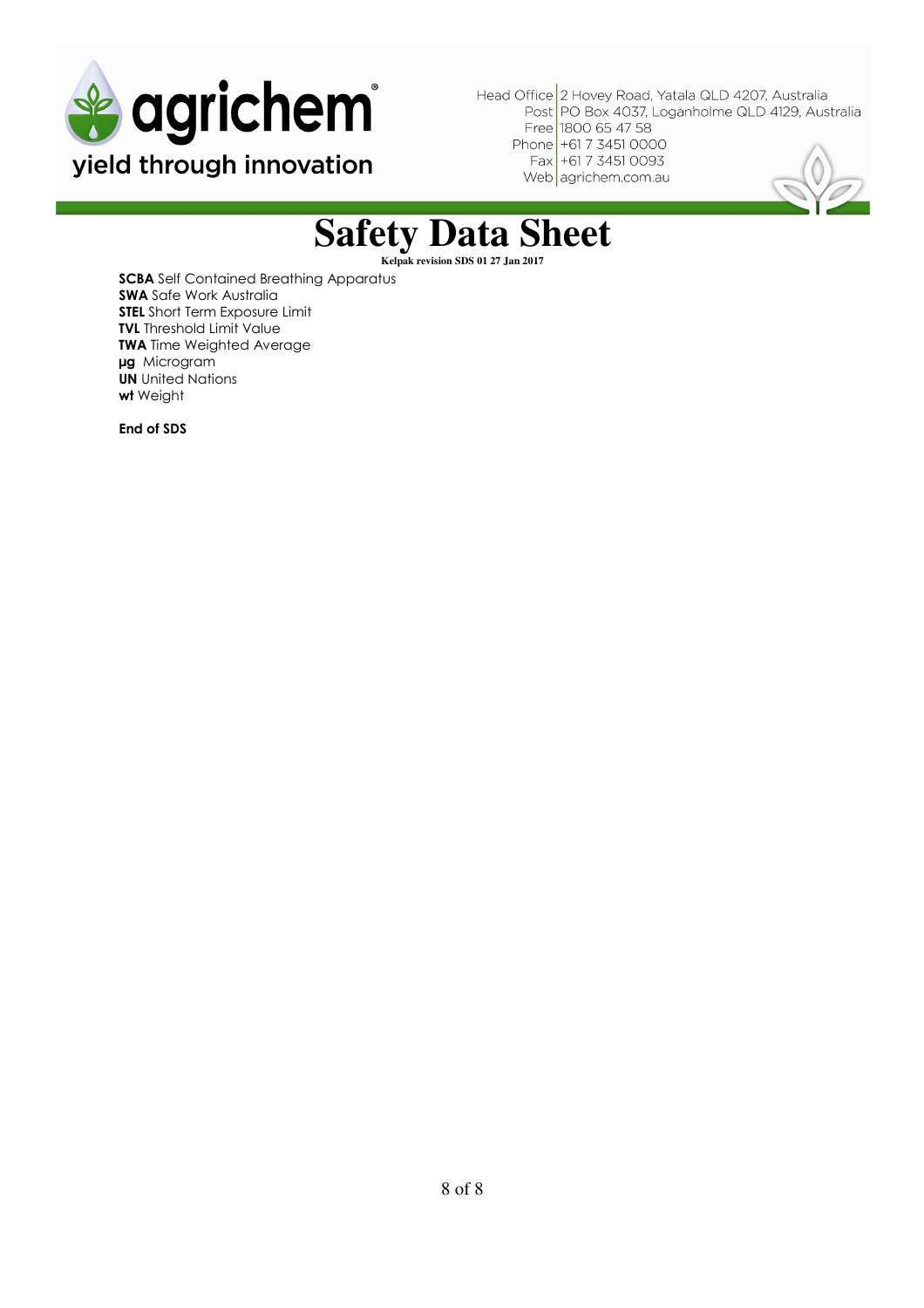**SCBA** Self Contained Breathing Apparatus
**SWA** Safe Work Australia
**STEL** Short Term Exposure Limit
**TVL** Threshold Limit Value
**TWA** Time Weighted Average
**µg** Microgram
**UN** United Nations
**wt** Weight

**End of SDS**